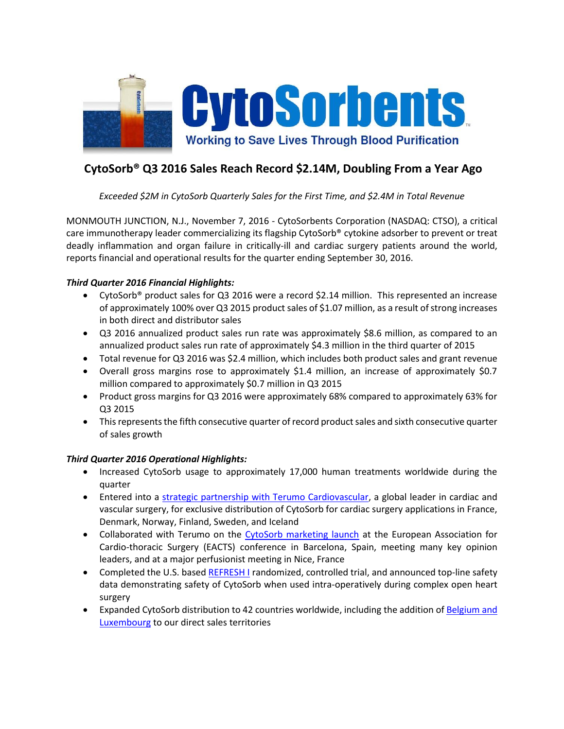# CytoSorb® Q3 2016 Sales Reach Record $2.14M, Doubling From a Year Ago

*Exceeded $2M in CytoSorb Quarterly Sales for the First Time, and $2.4M in Total Revenue*

MONMOUTH JUNCTION, N.J., November 7, 2016 - CytoSorbents Corporation (NASDAQ: CTSO), a critical care immunotherapy leader commercializing its flagship CytoSorb® cytokine adsorber to prevent or treat deadly inflammation and organ failure in critically-ill and cardiac surgery patients around the world, reports financial and operational results for the quarter ending September 30, 2016.

***Third Quarter 2016 Financial Highlights:***

- CytoSorb® product sales for Q3 2016 were a record $2.14 million. This represented an increase of approximately 100% over Q3 2015 product sales of $1.07 million, as a result of strong increases in both direct and distributor sales
- Q3 2016 annualized product sales run rate was approximately $8.6 million, as compared to an annualized product sales run rate of approximately $4.3 million in the third quarter of 2015
- Total revenue for Q3 2016 was $2.4 million, which includes both product sales and grant revenue
- Overall gross margins rose to approximately $1.4 million, an increase of approximately $0.7 million compared to approximately $0.7 million in Q3 2015
- Product gross margins for Q3 2016 were approximately 68% compared to approximately 63% for Q3 2015
- This represents the fifth consecutive quarter of record product sales and sixth consecutive quarter of sales growth

***Third Quarter 2016 Operational Highlights:***

- Increased CytoSorb usage to approximately 17,000 human treatments worldwide during the quarter
- Entered into a strategic partnership with Terumo Cardiovascular, a global leader in cardiac and vascular surgery, for exclusive distribution of CytoSorb for cardiac surgery applications in France, Denmark, Norway, Finland, Sweden, and Iceland
- Collaborated with Terumo on the CytoSorb marketing launch at the European Association for Cardio-thoracic Surgery (EACTS) conference in Barcelona, Spain, meeting many key opinion leaders, and at a major perfusionist meeting in Nice, France
- Completed the U.S. based REFRESH I randomized, controlled trial, and announced top-line safety data demonstrating safety of CytoSorb when used intra-operatively during complex open heart surgery
- Expanded CytoSorb distribution to 42 countries worldwide, including the addition of Belgium and Luxembourg to our direct sales territories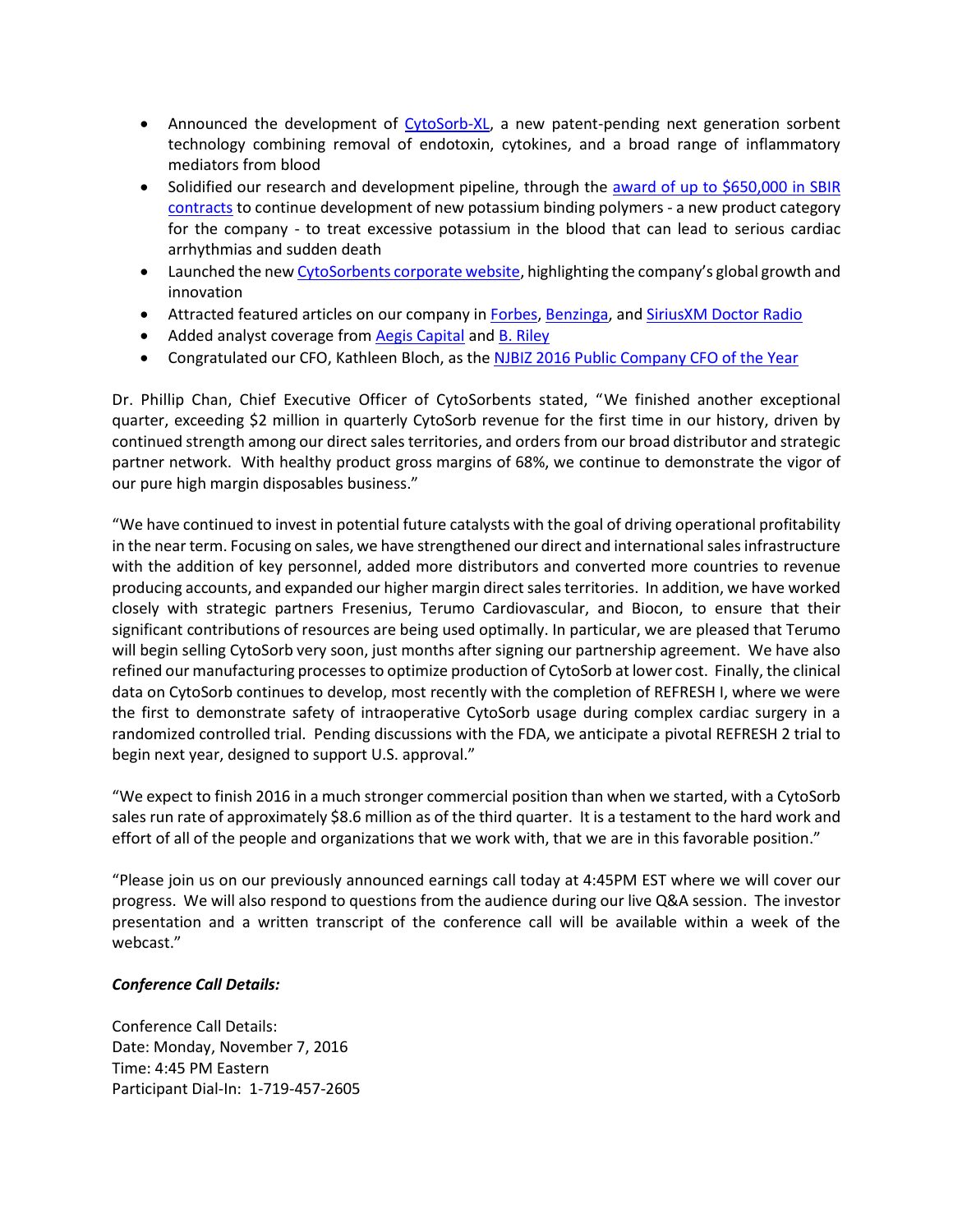- Announced the development of CytoSorb-XL, a new patent-pending next generation sorbent technology combining removal of endotoxin, cytokines, and a broad range of inflammatory mediators from blood
- Solidified our research and development pipeline, through the award of up to $650,000 in SBIR contracts to continue development of new potassium binding polymers - a new product category for the company - to treat excessive potassium in the blood that can lead to serious cardiac arrhythmias and sudden death
- Launched the new CytoSorbents corporate website, highlighting the company's global growth and innovation
- Attracted featured articles on our company in Forbes, Benzinga, and SiriusXM Doctor Radio
- Added analyst coverage from Aegis Capital and B. Riley
- Congratulated our CFO, Kathleen Bloch, as the NJBIZ 2016 Public Company CFO of the Year

Dr. Phillip Chan, Chief Executive Officer of CytoSorbents stated, "We finished another exceptional quarter, exceeding $2 million in quarterly CytoSorb revenue for the first time in our history, driven by continued strength among our direct sales territories, and orders from our broad distributor and strategic partner network. With healthy product gross margins of 68%, we continue to demonstrate the vigor of our pure high margin disposables business."

"We have continued to invest in potential future catalysts with the goal of driving operational profitability in the near term. Focusing on sales, we have strengthened our direct and international sales infrastructure with the addition of key personnel, added more distributors and converted more countries to revenue producing accounts, and expanded our higher margin direct sales territories. In addition, we have worked closely with strategic partners Fresenius, Terumo Cardiovascular, and Biocon, to ensure that their significant contributions of resources are being used optimally. In particular, we are pleased that Terumo will begin selling CytoSorb very soon, just months after signing our partnership agreement. We have also refined our manufacturing processes to optimize production of CytoSorb at lower cost. Finally, the clinical data on CytoSorb continues to develop, most recently with the completion of REFRESH I, where we were the first to demonstrate safety of intraoperative CytoSorb usage during complex cardiac surgery in a randomized controlled trial. Pending discussions with the FDA, we anticipate a pivotal REFRESH 2 trial to begin next year, designed to support U.S. approval."

"We expect to finish 2016 in a much stronger commercial position than when we started, with a CytoSorb sales run rate of approximately $8.6 million as of the third quarter. It is a testament to the hard work and effort of all of the people and organizations that we work with, that we are in this favorable position."

"Please join us on our previously announced earnings call today at 4:45PM EST where we will cover our progress. We will also respond to questions from the audience during our live Q&A session. The investor presentation and a written transcript of the conference call will be available within a week of the webcast."

***Conference Call Details:***

Conference Call Details:
Date: Monday, November 7, 2016
Time: 4:45 PM Eastern
Participant Dial-In: 1-719-457-2605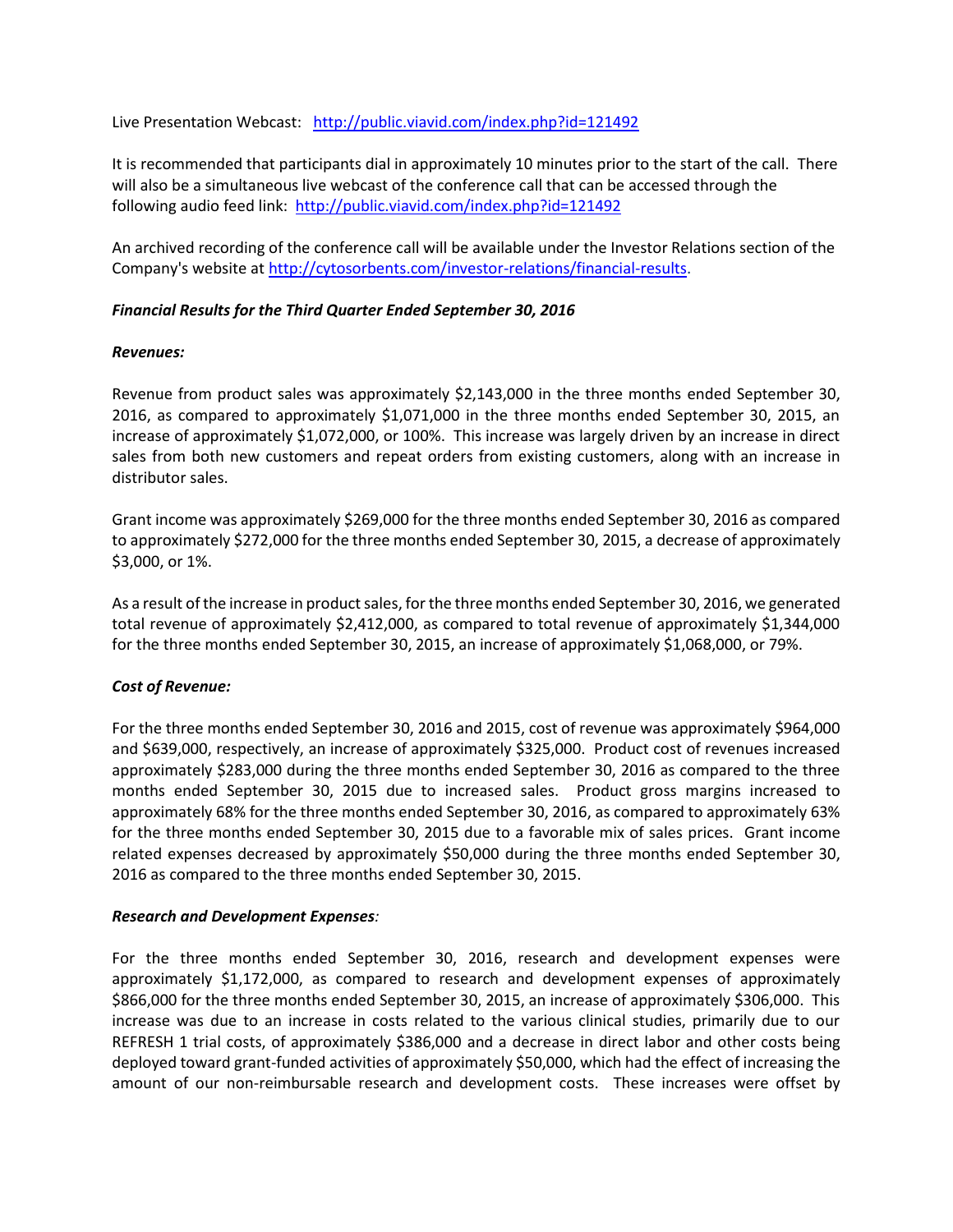Live Presentation Webcast: [http://public.viavid.com/index.php?id=121492](http://public.viavid.com/index.php?id=121492)

It is recommended that participants dial in approximately 10 minutes prior to the start of the call. There will also be a simultaneous live webcast of the conference call that can be accessed through the following audio feed link: [http://public.viavid.com/index.php?id=121492](http://public.viavid.com/index.php?id=121492)

An archived recording of the conference call will be available under the Investor Relations section of the Company's website at [http://cytosorbents.com/investor-relations/financial-results](http://cytosorbents.com/investor-relations/financial-results).

***Financial Results for the Third Quarter Ended September 30, 2016***

***Revenues:***

Revenue from product sales was approximately $2,143,000 in the three months ended September 30, 2016, as compared to approximately $1,071,000 in the three months ended September 30, 2015, an increase of approximately $1,072,000, or 100%. This increase was largely driven by an increase in direct sales from both new customers and repeat orders from existing customers, along with an increase in distributor sales.

Grant income was approximately $269,000 for the three months ended September 30, 2016 as compared to approximately $272,000 for the three months ended September 30, 2015, a decrease of approximately $3,000, or 1%.

As a result of the increase in product sales, for the three months ended September 30, 2016, we generated total revenue of approximately $2,412,000, as compared to total revenue of approximately $1,344,000 for the three months ended September 30, 2015, an increase of approximately $1,068,000, or 79%.

***Cost of Revenue:***

For the three months ended September 30, 2016 and 2015, cost of revenue was approximately $964,000 and $639,000, respectively, an increase of approximately $325,000. Product cost of revenues increased approximately $283,000 during the three months ended September 30, 2016 as compared to the three months ended September 30, 2015 due to increased sales. Product gross margins increased to approximately 68% for the three months ended September 30, 2016, as compared to approximately 63% for the three months ended September 30, 2015 due to a favorable mix of sales prices. Grant income related expenses decreased by approximately $50,000 during the three months ended September 30, 2016 as compared to the three months ended September 30, 2015.

***Research and Development Expenses:***

For the three months ended September 30, 2016, research and development expenses were approximately $1,172,000, as compared to research and development expenses of approximately $866,000 for the three months ended September 30, 2015, an increase of approximately $306,000. This increase was due to an increase in costs related to the various clinical studies, primarily due to our REFRESH 1 trial costs, of approximately $386,000 and a decrease in direct labor and other costs being deployed toward grant-funded activities of approximately $50,000, which had the effect of increasing the amount of our non-reimbursable research and development costs. These increases were offset by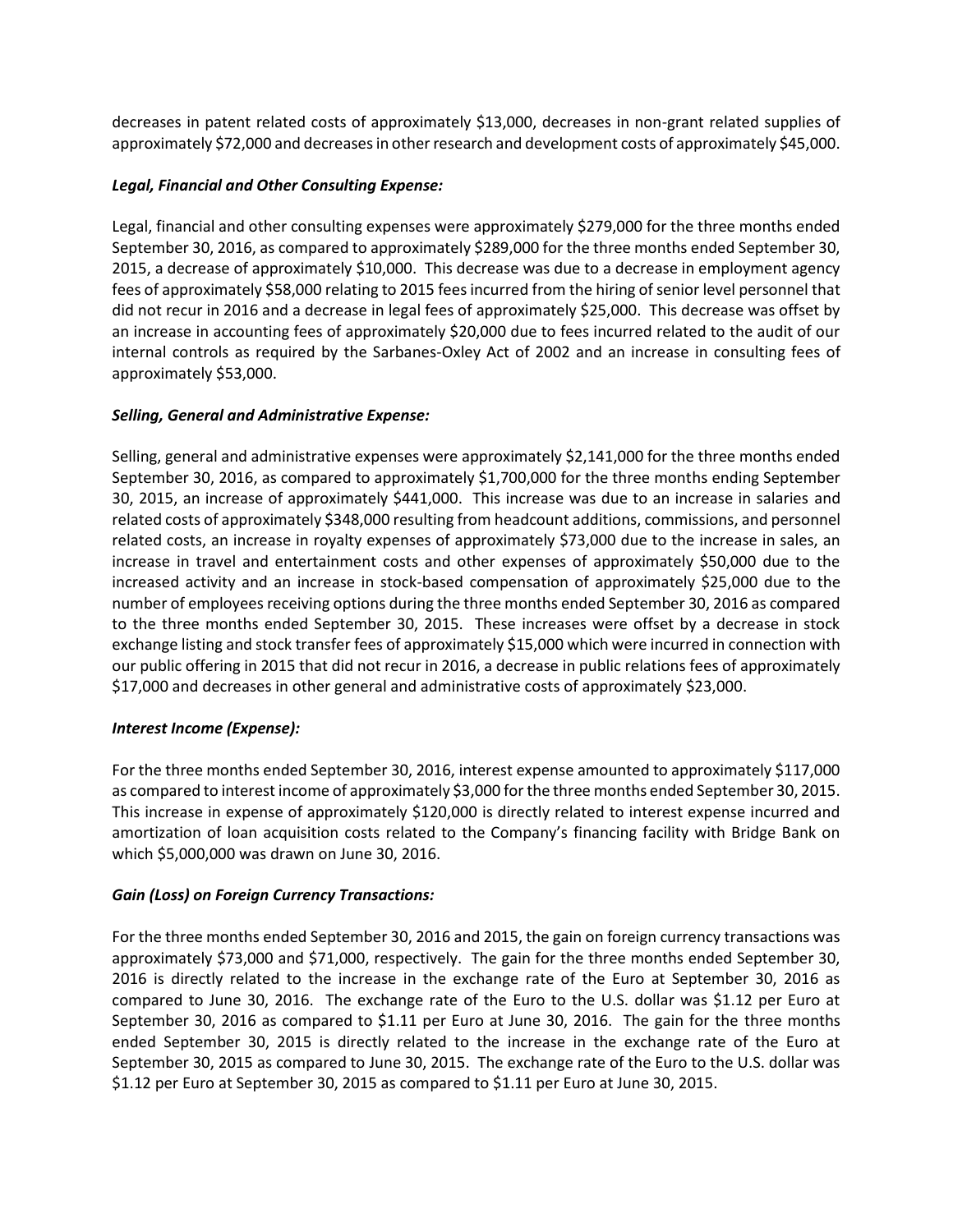decreases in patent related costs of approximately $13,000, decreases in non-grant related supplies of approximately $72,000 and decreases in other research and development costs of approximately $45,000.

***Legal, Financial and Other Consulting Expense:***

Legal, financial and other consulting expenses were approximately $279,000 for the three months ended September 30, 2016, as compared to approximately $289,000 for the three months ended September 30, 2015, a decrease of approximately $10,000. This decrease was due to a decrease in employment agency fees of approximately $58,000 relating to 2015 fees incurred from the hiring of senior level personnel that did not recur in 2016 and a decrease in legal fees of approximately $25,000. This decrease was offset by an increase in accounting fees of approximately $20,000 due to fees incurred related to the audit of our internal controls as required by the Sarbanes-Oxley Act of 2002 and an increase in consulting fees of approximately $53,000.

***Selling, General and Administrative Expense:***

Selling, general and administrative expenses were approximately $2,141,000 for the three months ended September 30, 2016, as compared to approximately $1,700,000 for the three months ending September 30, 2015, an increase of approximately $441,000. This increase was due to an increase in salaries and related costs of approximately $348,000 resulting from headcount additions, commissions, and personnel related costs, an increase in royalty expenses of approximately $73,000 due to the increase in sales, an increase in travel and entertainment costs and other expenses of approximately $50,000 due to the increased activity and an increase in stock-based compensation of approximately $25,000 due to the number of employees receiving options during the three months ended September 30, 2016 as compared to the three months ended September 30, 2015. These increases were offset by a decrease in stock exchange listing and stock transfer fees of approximately $15,000 which were incurred in connection with our public offering in 2015 that did not recur in 2016, a decrease in public relations fees of approximately $17,000 and decreases in other general and administrative costs of approximately $23,000.

***Interest Income (Expense):***

For the three months ended September 30, 2016, interest expense amounted to approximately $117,000 as compared to interest income of approximately $3,000 for the three months ended September 30, 2015. This increase in expense of approximately $120,000 is directly related to interest expense incurred and amortization of loan acquisition costs related to the Company's financing facility with Bridge Bank on which $5,000,000 was drawn on June 30, 2016.

***Gain (Loss) on Foreign Currency Transactions:***

For the three months ended September 30, 2016 and 2015, the gain on foreign currency transactions was approximately $73,000 and $71,000, respectively. The gain for the three months ended September 30, 2016 is directly related to the increase in the exchange rate of the Euro at September 30, 2016 as compared to June 30, 2016. The exchange rate of the Euro to the U.S. dollar was $1.12 per Euro at September 30, 2016 as compared to $1.11 per Euro at June 30, 2016. The gain for the three months ended September 30, 2015 is directly related to the increase in the exchange rate of the Euro at September 30, 2015 as compared to June 30, 2015. The exchange rate of the Euro to the U.S. dollar was $1.12 per Euro at September 30, 2015 as compared to $1.11 per Euro at June 30, 2015.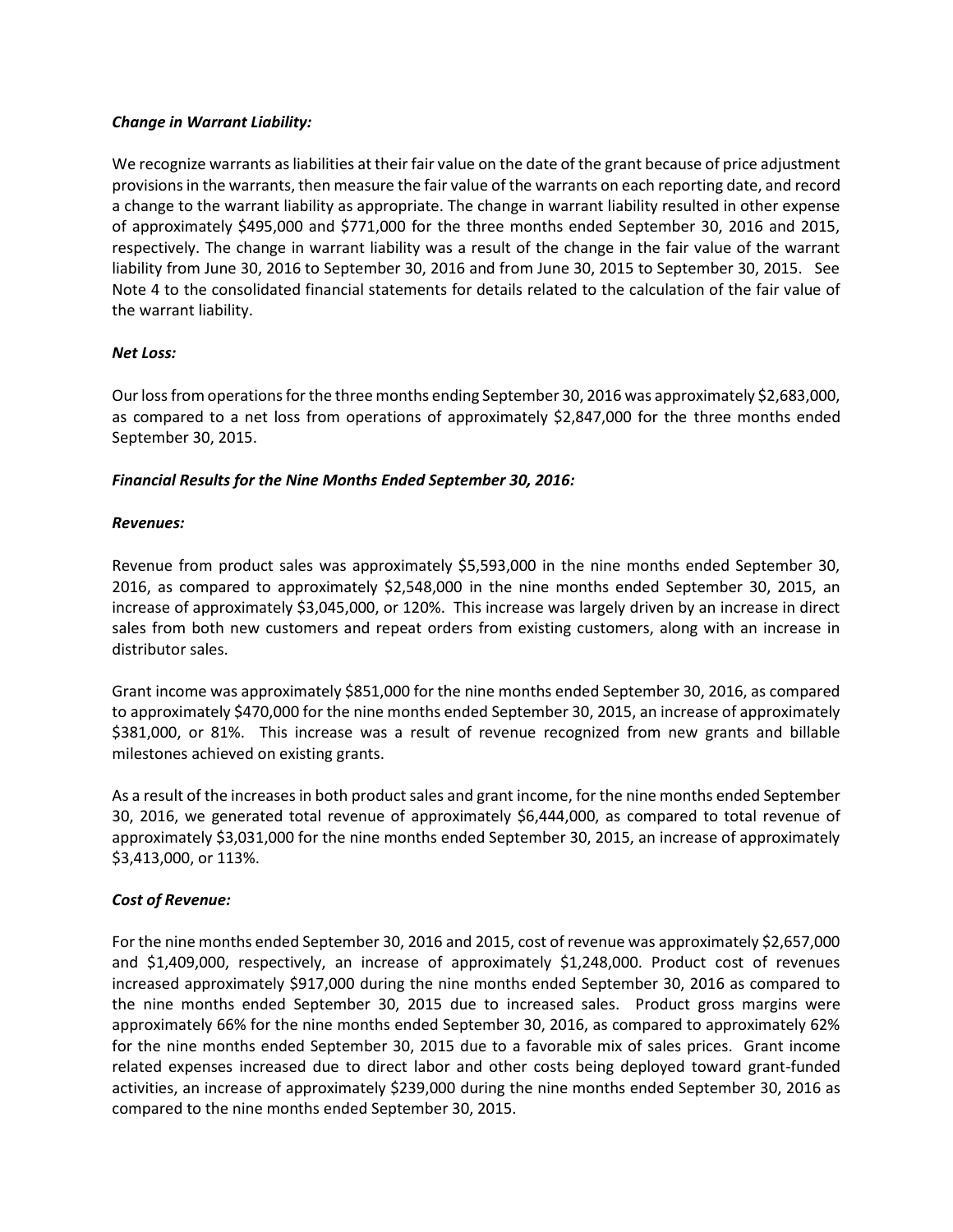***Change in Warrant Liability:***

We recognize warrants as liabilities at their fair value on the date of the grant because of price adjustment provisions in the warrants, then measure the fair value of the warrants on each reporting date, and record a change to the warrant liability as appropriate. The change in warrant liability resulted in other expense of approximately $495,000 and $771,000 for the three months ended September 30, 2016 and 2015, respectively. The change in warrant liability was a result of the change in the fair value of the warrant liability from June 30, 2016 to September 30, 2016 and from June 30, 2015 to September 30, 2015. See Note 4 to the consolidated financial statements for details related to the calculation of the fair value of the warrant liability.

***Net Loss:***

Our loss from operations for the three months ending September 30, 2016 was approximately $2,683,000, as compared to a net loss from operations of approximately $2,847,000 for the three months ended September 30, 2015.

***Financial Results for the Nine Months Ended September 30, 2016:***

***Revenues:***

Revenue from product sales was approximately $5,593,000 in the nine months ended September 30, 2016, as compared to approximately $2,548,000 in the nine months ended September 30, 2015, an increase of approximately $3,045,000, or 120%. This increase was largely driven by an increase in direct sales from both new customers and repeat orders from existing customers, along with an increase in distributor sales.

Grant income was approximately $851,000 for the nine months ended September 30, 2016, as compared to approximately $470,000 for the nine months ended September 30, 2015, an increase of approximately $381,000, or 81%. This increase was a result of revenue recognized from new grants and billable milestones achieved on existing grants.

As a result of the increases in both product sales and grant income, for the nine months ended September 30, 2016, we generated total revenue of approximately $6,444,000, as compared to total revenue of approximately $3,031,000 for the nine months ended September 30, 2015, an increase of approximately $3,413,000, or 113%.

***Cost of Revenue:***

For the nine months ended September 30, 2016 and 2015, cost of revenue was approximately $2,657,000 and $1,409,000, respectively, an increase of approximately $1,248,000. Product cost of revenues increased approximately $917,000 during the nine months ended September 30, 2016 as compared to the nine months ended September 30, 2015 due to increased sales. Product gross margins were approximately 66% for the nine months ended September 30, 2016, as compared to approximately 62% for the nine months ended September 30, 2015 due to a favorable mix of sales prices. Grant income related expenses increased due to direct labor and other costs being deployed toward grant-funded activities, an increase of approximately $239,000 during the nine months ended September 30, 2016 as compared to the nine months ended September 30, 2015.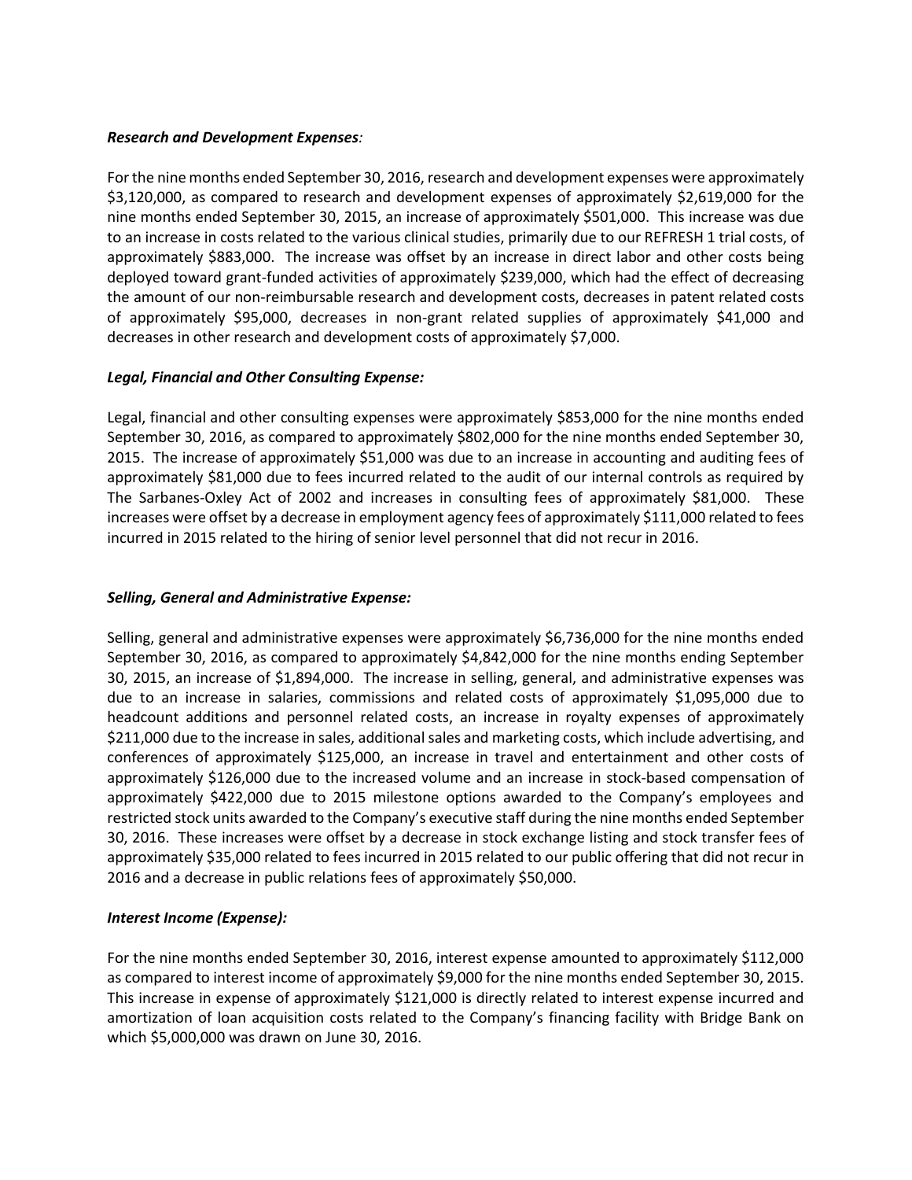***Research and Development Expenses:***

For the nine months ended September 30, 2016, research and development expenses were approximately $3,120,000, as compared to research and development expenses of approximately $2,619,000 for the nine months ended September 30, 2015, an increase of approximately $501,000. This increase was due to an increase in costs related to the various clinical studies, primarily due to our REFRESH 1 trial costs, of approximately $883,000. The increase was offset by an increase in direct labor and other costs being deployed toward grant-funded activities of approximately $239,000, which had the effect of decreasing the amount of our non-reimbursable research and development costs, decreases in patent related costs of approximately $95,000, decreases in non-grant related supplies of approximately $41,000 and decreases in other research and development costs of approximately $7,000.

***Legal, Financial and Other Consulting Expense:***

Legal, financial and other consulting expenses were approximately $853,000 for the nine months ended September 30, 2016, as compared to approximately $802,000 for the nine months ended September 30, 2015. The increase of approximately $51,000 was due to an increase in accounting and auditing fees of approximately $81,000 due to fees incurred related to the audit of our internal controls as required by The Sarbanes-Oxley Act of 2002 and increases in consulting fees of approximately $81,000. These increases were offset by a decrease in employment agency fees of approximately $111,000 related to fees incurred in 2015 related to the hiring of senior level personnel that did not recur in 2016.

***Selling, General and Administrative Expense:***

Selling, general and administrative expenses were approximately $6,736,000 for the nine months ended September 30, 2016, as compared to approximately $4,842,000 for the nine months ending September 30, 2015, an increase of $1,894,000. The increase in selling, general, and administrative expenses was due to an increase in salaries, commissions and related costs of approximately $1,095,000 due to headcount additions and personnel related costs, an increase in royalty expenses of approximately $211,000 due to the increase in sales, additional sales and marketing costs, which include advertising, and conferences of approximately $125,000, an increase in travel and entertainment and other costs of approximately $126,000 due to the increased volume and an increase in stock-based compensation of approximately $422,000 due to 2015 milestone options awarded to the Company's employees and restricted stock units awarded to the Company's executive staff during the nine months ended September 30, 2016. These increases were offset by a decrease in stock exchange listing and stock transfer fees of approximately $35,000 related to fees incurred in 2015 related to our public offering that did not recur in 2016 and a decrease in public relations fees of approximately $50,000.

***Interest Income (Expense):***

For the nine months ended September 30, 2016, interest expense amounted to approximately $112,000 as compared to interest income of approximately $9,000 for the nine months ended September 30, 2015. This increase in expense of approximately $121,000 is directly related to interest expense incurred and amortization of loan acquisition costs related to the Company's financing facility with Bridge Bank on which $5,000,000 was drawn on June 30, 2016.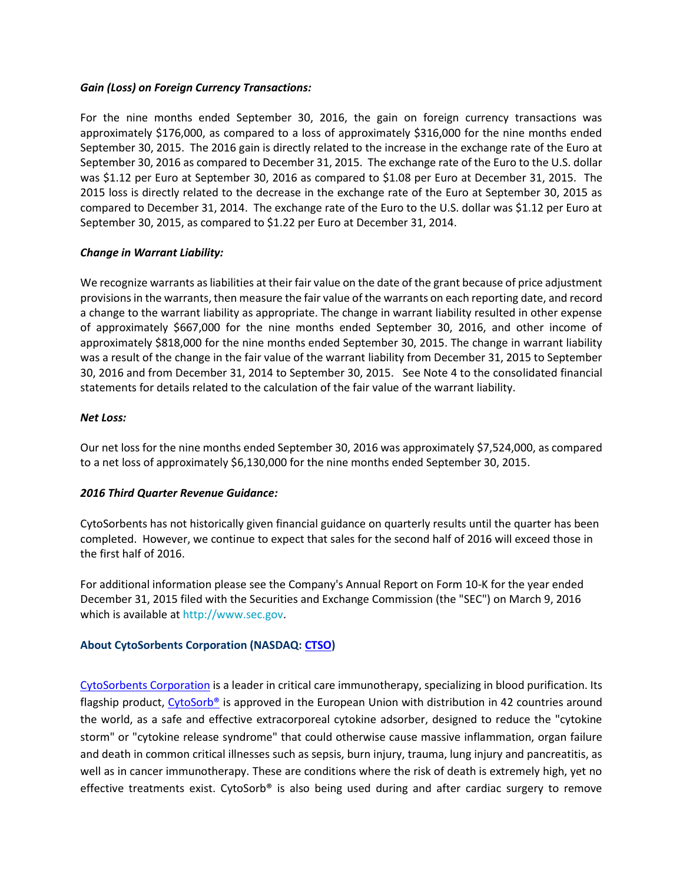***Gain (Loss) on Foreign Currency Transactions:***

For the nine months ended September 30, 2016, the gain on foreign currency transactions was approximately $176,000, as compared to a loss of approximately $316,000 for the nine months ended September 30, 2015. The 2016 gain is directly related to the increase in the exchange rate of the Euro at September 30, 2016 as compared to December 31, 2015. The exchange rate of the Euro to the U.S. dollar was $1.12 per Euro at September 30, 2016 as compared to $1.08 per Euro at December 31, 2015. The 2015 loss is directly related to the decrease in the exchange rate of the Euro at September 30, 2015 as compared to December 31, 2014. The exchange rate of the Euro to the U.S. dollar was $1.12 per Euro at September 30, 2015, as compared to $1.22 per Euro at December 31, 2014.

***Change in Warrant Liability:***

We recognize warrants as liabilities at their fair value on the date of the grant because of price adjustment provisions in the warrants, then measure the fair value of the warrants on each reporting date, and record a change to the warrant liability as appropriate. The change in warrant liability resulted in other expense of approximately $667,000 for the nine months ended September 30, 2016, and other income of approximately $818,000 for the nine months ended September 30, 2015. The change in warrant liability was a result of the change in the fair value of the warrant liability from December 31, 2015 to September 30, 2016 and from December 31, 2014 to September 30, 2015. See Note 4 to the consolidated financial statements for details related to the calculation of the fair value of the warrant liability.

***Net Loss:***

Our net loss for the nine months ended September 30, 2016 was approximately $7,524,000, as compared to a net loss of approximately $6,130,000 for the nine months ended September 30, 2015.

***2016 Third Quarter Revenue Guidance:***

CytoSorbents has not historically given financial guidance on quarterly results until the quarter has been completed. However, we continue to expect that sales for the second half of 2016 will exceed those in the first half of 2016.

For additional information please see the Company's Annual Report on Form 10-K for the year ended December 31, 2015 filed with the Securities and Exchange Commission (the "SEC") on March 9, 2016 which is available at http://www.sec.gov.

**About CytoSorbents Corporation (NASDAQ: CTSO)**

CytoSorbents Corporation is a leader in critical care immunotherapy, specializing in blood purification. Its flagship product, CytoSorb® is approved in the European Union with distribution in 42 countries around the world, as a safe and effective extracorporeal cytokine adsorber, designed to reduce the "cytokine storm" or "cytokine release syndrome" that could otherwise cause massive inflammation, organ failure and death in common critical illnesses such as sepsis, burn injury, trauma, lung injury and pancreatitis, as well as in cancer immunotherapy. These are conditions where the risk of death is extremely high, yet no effective treatments exist. CytoSorb® is also being used during and after cardiac surgery to remove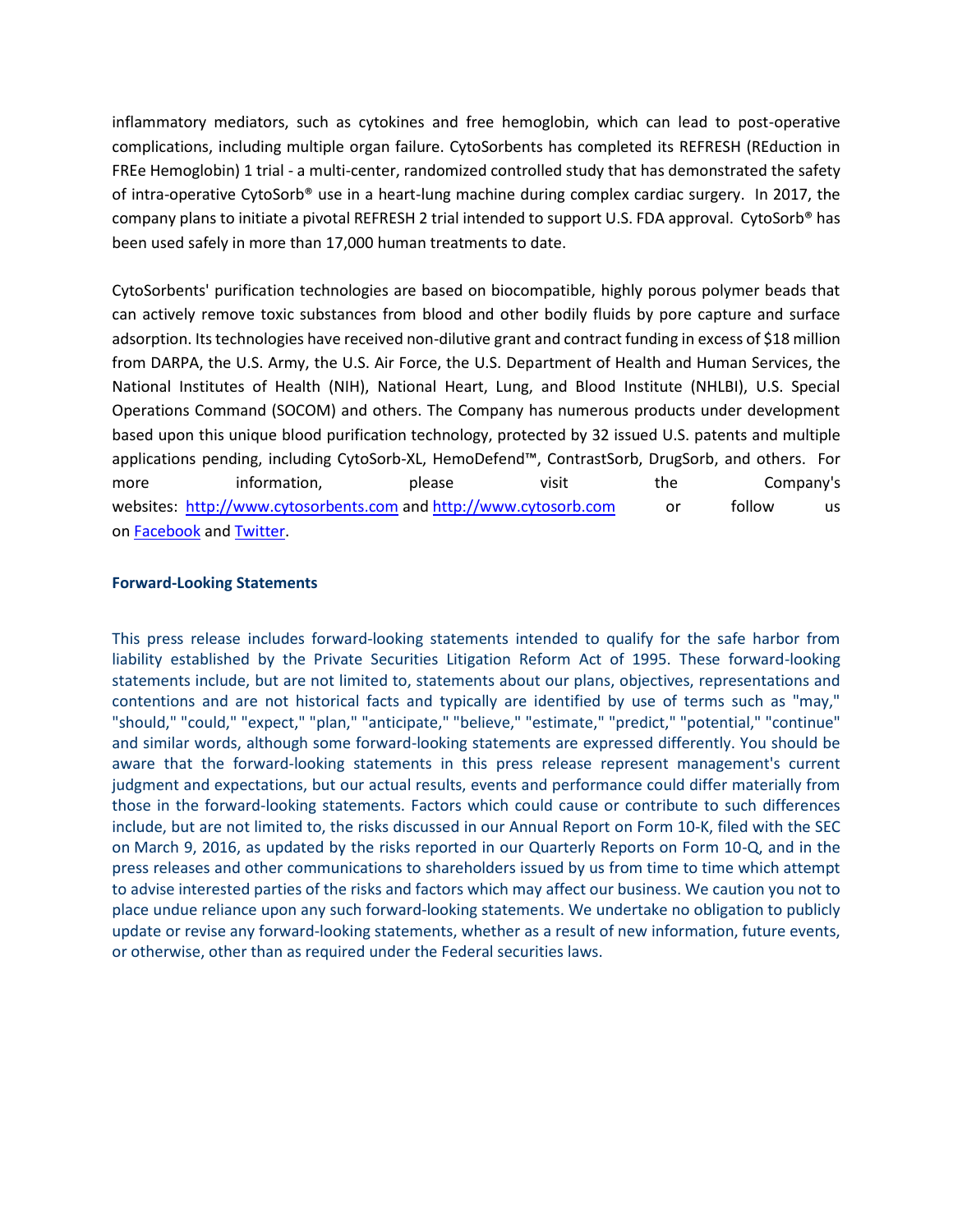inflammatory mediators, such as cytokines and free hemoglobin, which can lead to post-operative complications, including multiple organ failure. CytoSorbents has completed its REFRESH (REduction in FREe Hemoglobin) 1 trial - a multi-center, randomized controlled study that has demonstrated the safety of intra-operative CytoSorb® use in a heart-lung machine during complex cardiac surgery. In 2017, the company plans to initiate a pivotal REFRESH 2 trial intended to support U.S. FDA approval. CytoSorb® has been used safely in more than 17,000 human treatments to date.

CytoSorbents' purification technologies are based on biocompatible, highly porous polymer beads that can actively remove toxic substances from blood and other bodily fluids by pore capture and surface adsorption. Its technologies have received non-dilutive grant and contract funding in excess of $18 million from DARPA, the U.S. Army, the U.S. Air Force, the U.S. Department of Health and Human Services, the National Institutes of Health (NIH), National Heart, Lung, and Blood Institute (NHLBI), U.S. Special Operations Command (SOCOM) and others. The Company has numerous products under development based upon this unique blood purification technology, protected by 32 issued U.S. patents and multiple applications pending, including CytoSorb-XL, HemoDefend™, ContrastSorb, DrugSorb, and others. For more information, please visit the Company's websites: http://www.cytosorbents.com and http://www.cytosorb.com or follow us on Facebook and Twitter.

**Forward-Looking Statements**

This press release includes forward-looking statements intended to qualify for the safe harbor from liability established by the Private Securities Litigation Reform Act of 1995. These forward-looking statements include, but are not limited to, statements about our plans, objectives, representations and contentions and are not historical facts and typically are identified by use of terms such as "may," "should," "could," "expect," "plan," "anticipate," "believe," "estimate," "predict," "potential," "continue" and similar words, although some forward-looking statements are expressed differently. You should be aware that the forward-looking statements in this press release represent management's current judgment and expectations, but our actual results, events and performance could differ materially from those in the forward-looking statements. Factors which could cause or contribute to such differences include, but are not limited to, the risks discussed in our Annual Report on Form 10-K, filed with the SEC on March 9, 2016, as updated by the risks reported in our Quarterly Reports on Form 10-Q, and in the press releases and other communications to shareholders issued by us from time to time which attempt to advise interested parties of the risks and factors which may affect our business. We caution you not to place undue reliance upon any such forward-looking statements. We undertake no obligation to publicly update or revise any forward-looking statements, whether as a result of new information, future events, or otherwise, other than as required under the Federal securities laws.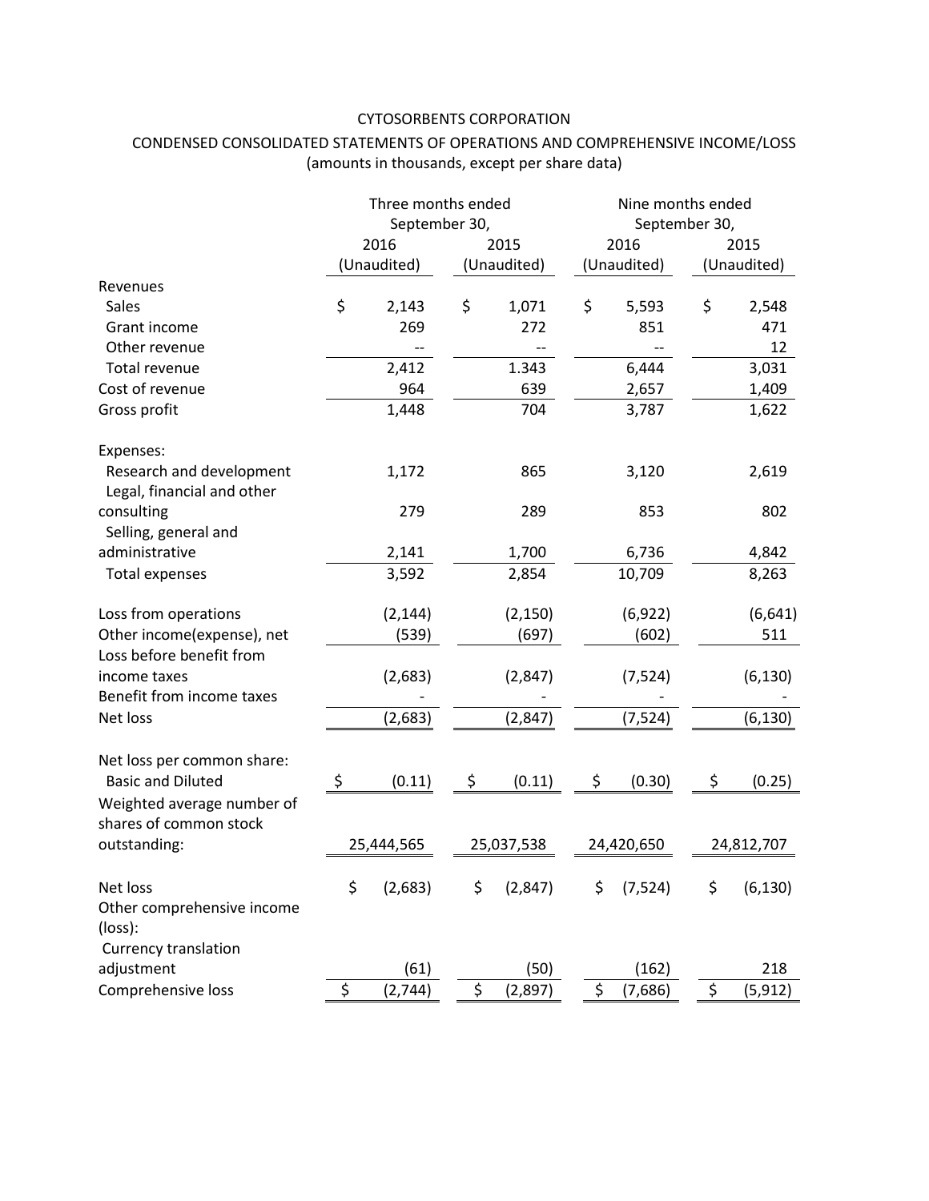CYTOSORBENTS CORPORATION

CONDENSED CONSOLIDATED STATEMENTS OF OPERATIONS AND COMPREHENSIVE INCOME/LOSS

(amounts in thousands, except per share data)

| | Three months ended September 30, | | Nine months ended September 30, | |
|---|---|---|---|---|
| | 2016 (Unaudited) | 2015 (Unaudited) | 2016 (Unaudited) | 2015 (Unaudited) |
| Revenues | | | | |
| Sales | $ 2,143 | $ 1,071 | $ 5,593 | $ 2,548 |
| Grant income | 269 | 272 | 851 | 471 |
| Other revenue | -- | -- | -- | 12 |
| Total revenue | 2,412 | 1.343 | 6,444 | 3,031 |
| Cost of revenue | 964 | 639 | 2,657 | 1,409 |
| Gross profit | 1,448 | 704 | 3,787 | 1,622 |
| Expenses: | | | | |
| Research and development | 1,172 | 865 | 3,120 | 2,619 |
| Legal, financial and other consulting | 279 | 289 | 853 | 802 |
| Selling, general and administrative | 2,141 | 1,700 | 6,736 | 4,842 |
| Total expenses | 3,592 | 2,854 | 10,709 | 8,263 |
| Loss from operations | (2,144) | (2,150) | (6,922) | (6,641) |
| Other income(expense), net | (539) | (697) | (602) | 511 |
| Loss before benefit from income taxes | (2,683) | (2,847) | (7,524) | (6,130) |
| Benefit from income taxes | - | - | - | - |
| Net loss | (2,683) | (2,847) | (7,524) | (6,130) |
| Net loss per common share: | | | | |
| Basic and Diluted | $ (0.11) | $ (0.11) | $ (0.30) | $ (0.25) |
| Weighted average number of shares of common stock outstanding: | 25,444,565 | 25,037,538 | 24,420,650 | 24,812,707 |
| Net loss | $ (2,683) | $ (2,847) | $ (7,524) | $ (6,130) |
| Other comprehensive income (loss): | | | | |
| Currency translation adjustment | (61) | (50) | (162) | 218 |
| Comprehensive loss | $ (2,744) | $ (2,897) | $ (7,686) | $ (5,912) |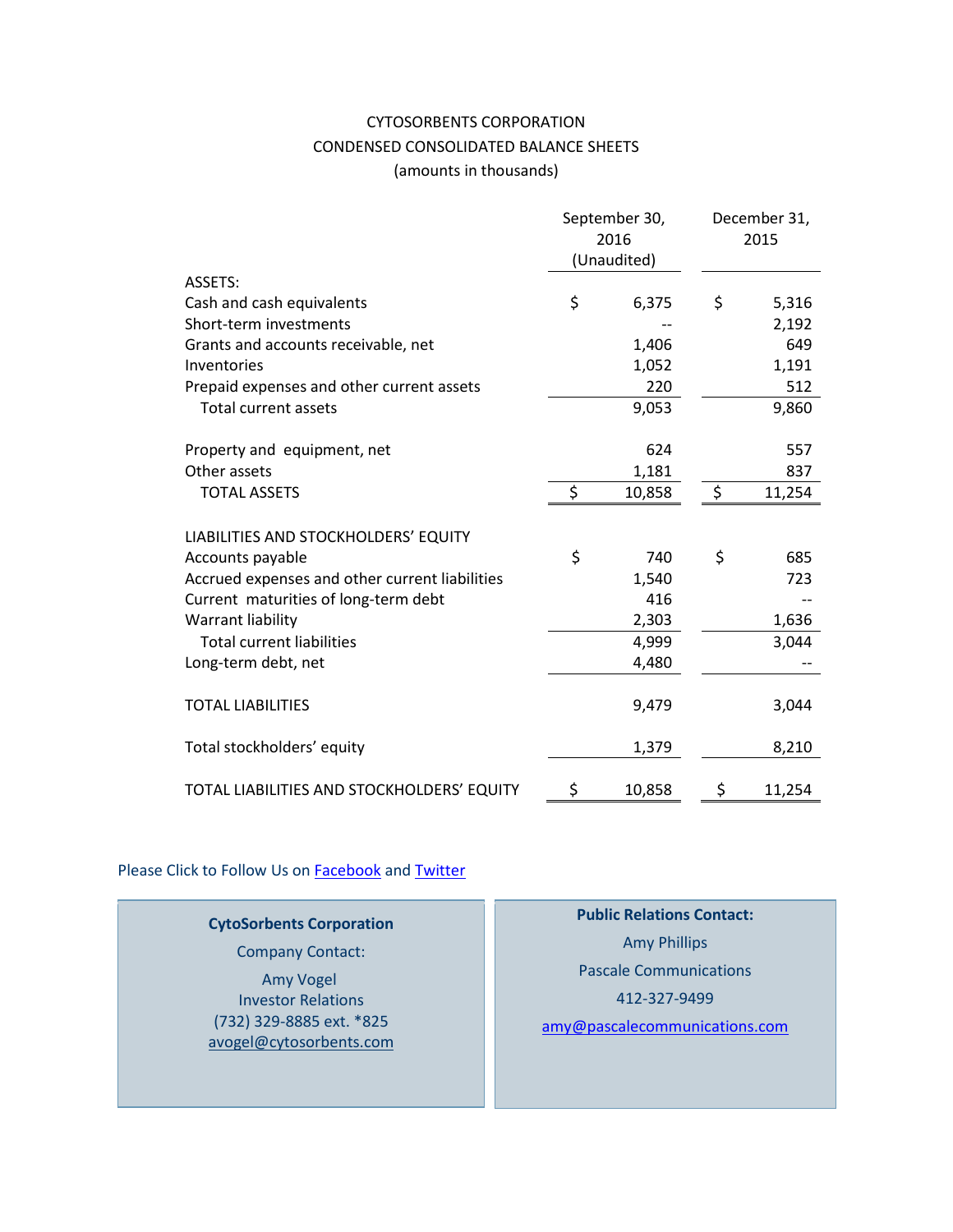# CYTOSORBENTS CORPORATION

## CONDENSED CONSOLIDATED BALANCE SHEETS

(amounts in thousands)

| | September 30, 2016 (Unaudited) | December 31, 2015 |
|---|---|---|
| ASSETS: | | |
| Cash and cash equivalents | $ 6,375 | $ 5,316 |
| Short-term investments | -- | 2,192 |
| Grants and accounts receivable, net | 1,406 | 649 |
| Inventories | 1,052 | 1,191 |
| Prepaid expenses and other current assets | 220 | 512 |
| Total current assets | 9,053 | 9,860 |
| | | |
| Property and equipment, net | 624 | 557 |
| Other assets | 1,181 | 837 |
| TOTAL ASSETS | $ 10,858 | $ 11,254 |
| | | |
| LIABILITIES AND STOCKHOLDERS' EQUITY | | |
| Accounts payable | $ 740 | $ 685 |
| Accrued expenses and other current liabilities | 1,540 | 723 |
| Current maturities of long-term debt | 416 | -- |
| Warrant liability | 2,303 | 1,636 |
| Total current liabilities | 4,999 | 3,044 |
| Long-term debt, net | 4,480 | -- |
| | | |
| TOTAL LIABILITIES | 9,479 | 3,044 |
| | | |
| Total stockholders' equity | 1,379 | 8,210 |
| | | |
| TOTAL LIABILITIES AND STOCKHOLDERS' EQUITY | $ 10,858 | $ 11,254 |

Please Click to Follow Us on [Facebook] and [Twitter]

**CytoSorbents Corporation**

Company Contact:

Amy Vogel
Investor Relations
(732) 329-8885 ext. *825
avogel@cytosorbents.com

**Public Relations Contact:**

Amy Phillips

Pascale Communications

412-327-9499

amy@pascalecommunications.com